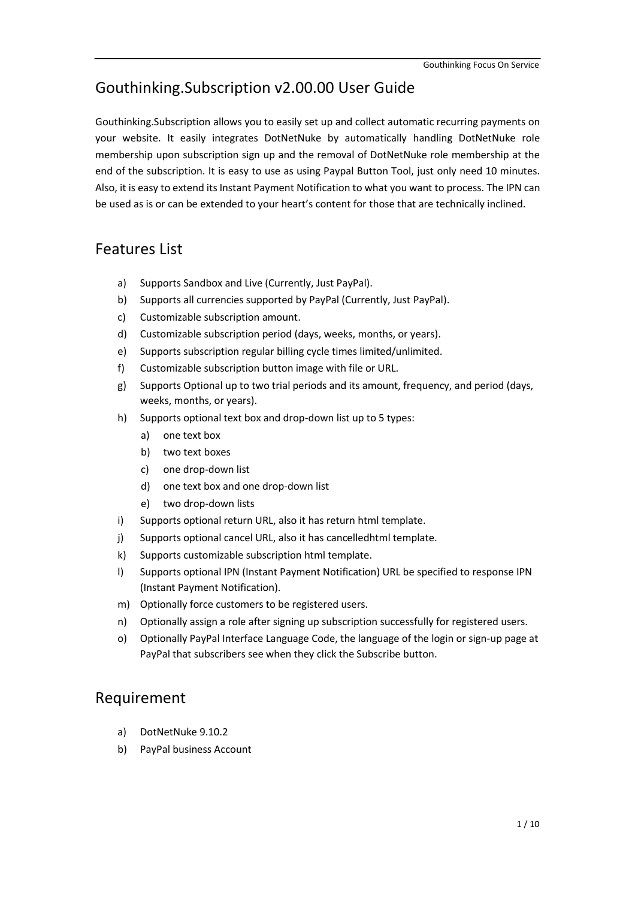# Gouthinking.Subscription v2.00.00 User Guide

Gouthinking.Subscription allows you to easily set up and collect automatic recurring payments on your website. It easily integrates DotNetNuke by automatically handling DotNetNuke role membership upon subscription sign up and the removal of DotNetNuke role membership at the end of the subscription. It is easy to use as using Paypal Button Tool, just only need 10 minutes. Also, it is easy to extend its Instant Payment Notification to what you want to process. The IPN can be used as is or can be extended to your heart's content for those that are technically inclined.

## Features List

a) Supports Sandbox and Live (Currently, Just PayPal).
b) Supports all currencies supported by PayPal (Currently, Just PayPal).
c) Customizable subscription amount.
d) Customizable subscription period (days, weeks, months, or years).
e) Supports subscription regular billing cycle times limited/unlimited.
f) Customizable subscription button image with file or URL.
g) Supports Optional up to two trial periods and its amount, frequency, and period (days, weeks, months, or years).
h) Supports optional text box and drop-down list up to 5 types:
    a) one text box
    b) two text boxes
    c) one drop-down list
    d) one text box and one drop-down list
    e) two drop-down lists
i) Supports optional return URL, also it has return html template.
j) Supports optional cancel URL, also it has cancelledhtml template.
k) Supports customizable subscription html template.
l) Supports optional IPN (Instant Payment Notification) URL be specified to response IPN (Instant Payment Notification).
m) Optionally force customers to be registered users.
n) Optionally assign a role after signing up subscription successfully for registered users.
o) Optionally PayPal Interface Language Code, the language of the login or sign-up page at PayPal that subscribers see when they click the Subscribe button.

## Requirement

a) DotNetNuke 9.10.2
b) PayPal business Account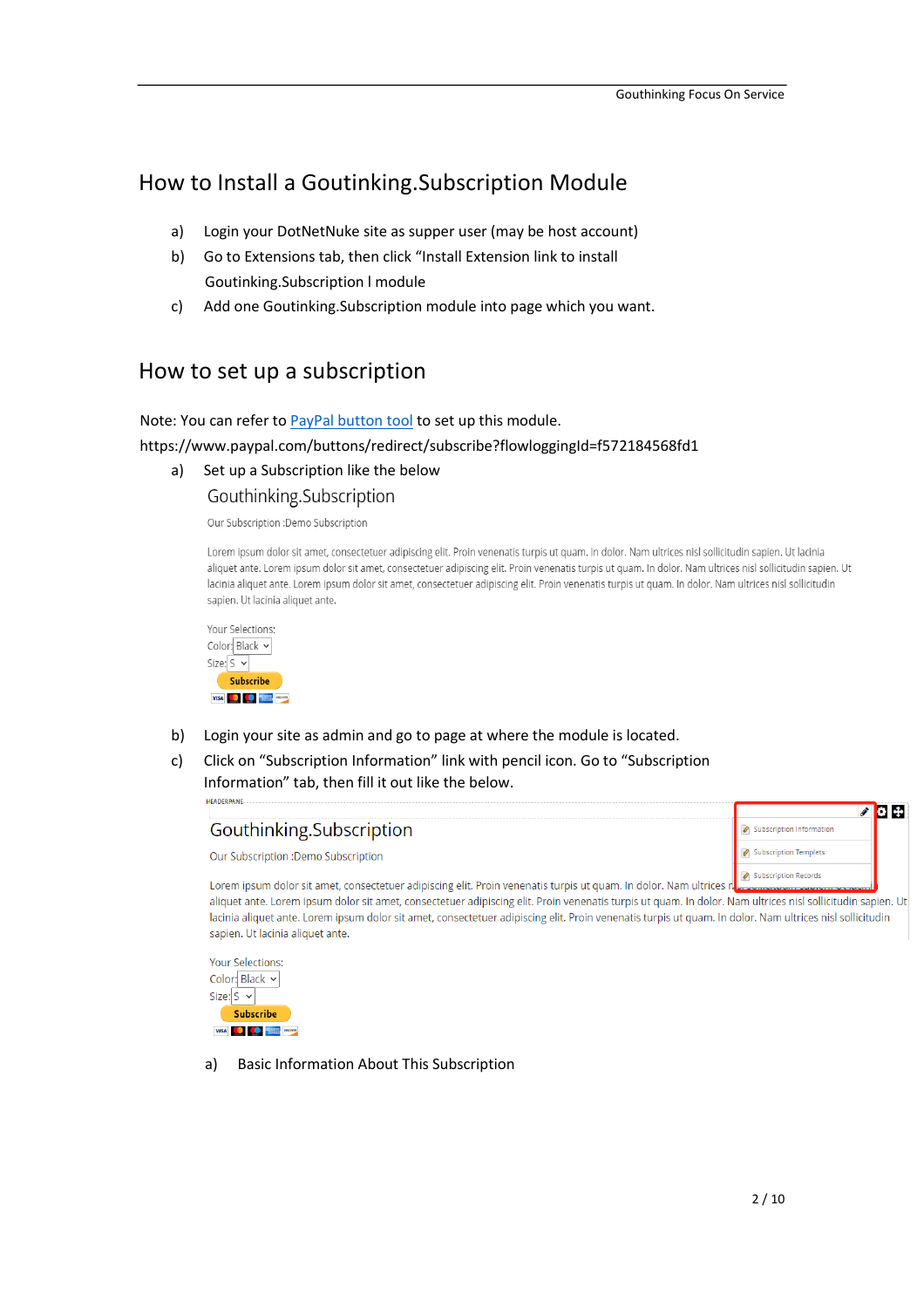## How to Install a Goutinking.Subscription Module

a) Login your DotNetNuke site as supper user (may be host account)

b) Go to Extensions tab, then click "Install Extension link to install Goutinking.Subscription l module

c) Add one Goutinking.Subscription module into page which you want.

## How to set up a subscription

Note: You can refer to PayPal button tool to set up this module.
https://www.paypal.com/buttons/redirect/subscribe?flowloggingId=f572184568fd1

a) Set up a Subscription like the below

Gouthinking.Subscription

Our Subscription :Demo Subscription

Lorem ipsum dolor sit amet, consectetuer adipiscing elit. Proin venenatis turpis ut quam. In dolor. Nam ultrices nisl sollicitudin sapien. Ut lacinia aliquet ante. Lorem ipsum dolor sit amet, consectetuer adipiscing elit. Proin venenatis turpis ut quam. In dolor. Nam ultrices nisl sollicitudin sapien. Ut lacinia aliquet ante. Lorem ipsum dolor sit amet, consectetuer adipiscing elit. Proin venenatis turpis ut quam. In dolor. Nam ultrices nisl sollicitudin sapien. Ut lacinia aliquet ante.

Your Selections:
Color: Black
Size: S
Subscribe

b) Login your site as admin and go to page at where the module is located.

c) Click on "Subscription Information" link with pencil icon. Go to "Subscription Information" tab, then fill it out like the below.

HEADERPANE

Gouthinking.Subscription

Subscription Information
Subscription Templets
Subscription Records

Our Subscription :Demo Subscription

Lorem ipsum dolor sit amet, consectetuer adipiscing elit. Proin venenatis turpis ut quam. In dolor. Nam ultrices nisl sollicitudin sapien. Ut lacinia aliquet ante. Lorem ipsum dolor sit amet, consectetuer adipiscing elit. Proin venenatis turpis ut quam. In dolor. Nam ultrices nisl sollicitudin sapien. Ut lacinia aliquet ante. Lorem ipsum dolor sit amet, consectetuer adipiscing elit. Proin venenatis turpis ut quam. In dolor. Nam ultrices nisl sollicitudin sapien. Ut lacinia aliquet ante.

Your Selections:
Color: Black
Size: S
Subscribe

a) Basic Information About This Subscription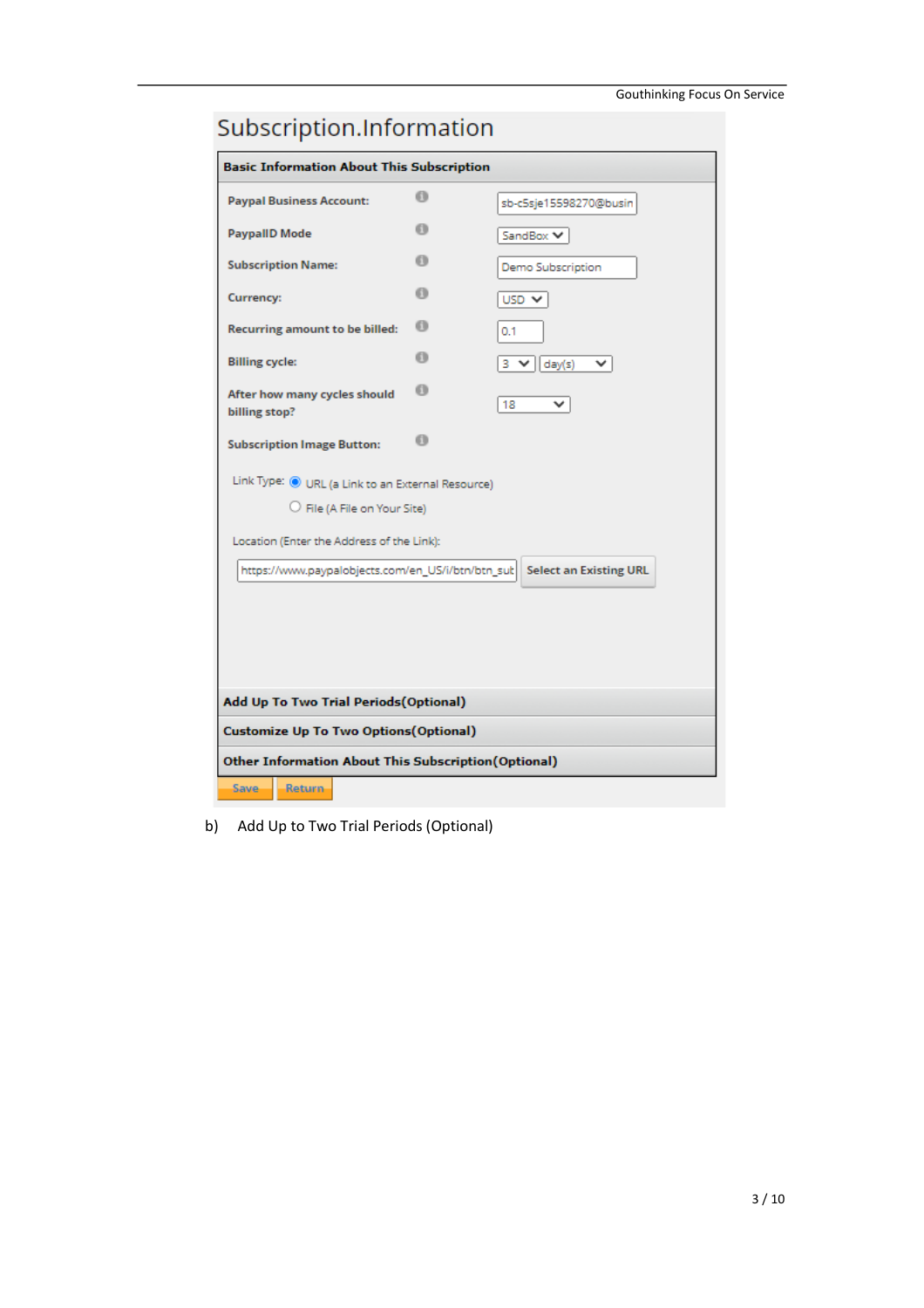# Subscription.Information

**Basic Information About This Subscription**

| Field | Value |
| --- | --- |
| **Paypal Business Account:** | sb-c5sje15598270@busin |
| **PaypalID Mode** | SandBox |
| **Subscription Name:** | Demo Subscription |
| **Currency:** | USD |
| **Recurring amount to be billed:** | 0.1 |
| **Billing cycle:** | 3 day(s) |
| **After how many cycles should billing stop?** | 18 |
| **Subscription Image Button:** | |

Link Type: ◉ URL (a Link to an External Resource)

○ File (A File on Your Site)

Location (Enter the Address of the Link):

https://www.paypalobjects.com/en_US/i/btn/btn_sub | Select an Existing URL

**Add Up To Two Trial Periods(Optional)**

**Customize Up To Two Options(Optional)**

**Other Information About This Subscription(Optional)**

Save | Return

b) Add Up to Two Trial Periods (Optional)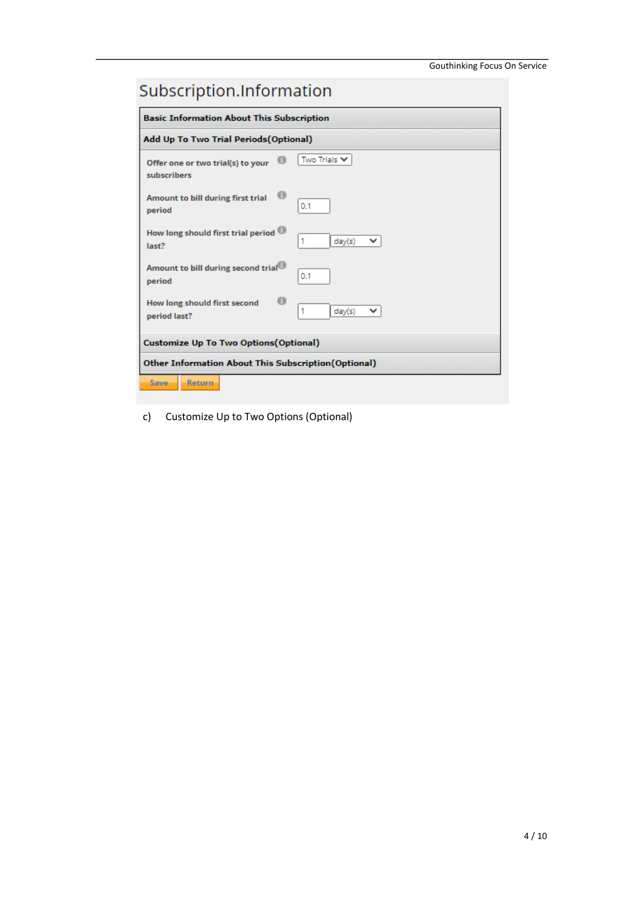Subscription.Information

**Basic Information About This Subscription**

**Add Up To Two Trial Periods(Optional)**

| | |
|---|---|
| Offer one or two trial(s) to your subscribers | Two Trials |
| Amount to bill during first trial period | 0.1 |
| How long should first trial period last? | 1 day(s) |
| Amount to bill during second trial period | 0.1 |
| How long should first second period last? | 1 day(s) |

**Customize Up To Two Options(Optional)**

**Other Information About This Subscription(Optional)**

Save Return

c) Customize Up to Two Options (Optional)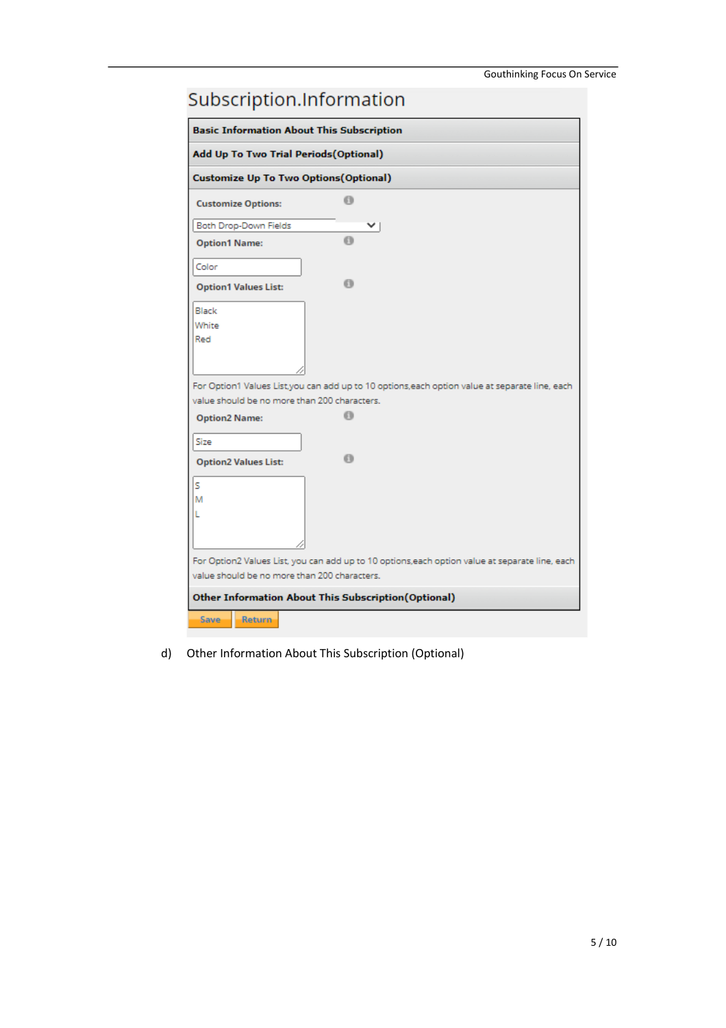# Subscription.Information

**Basic Information About This Subscription**

**Add Up To Two Trial Periods(Optional)**

**Customize Up To Two Options(Optional)**

**Customize Options:**

Both Drop-Down Fields

**Option1 Name:**

Color

**Option1 Values List:**

Black
White
Red

For Option1 Values List,you can add up to 10 options,each option value at separate line, each value should be no more than 200 characters.

**Option2 Name:**

Size

**Option2 Values List:**

S
M
L

For Option2 Values List, you can add up to 10 options,each option value at separate line, each value should be no more than 200 characters.

**Other Information About This Subscription(Optional)**

Save | Return

d) Other Information About This Subscription (Optional)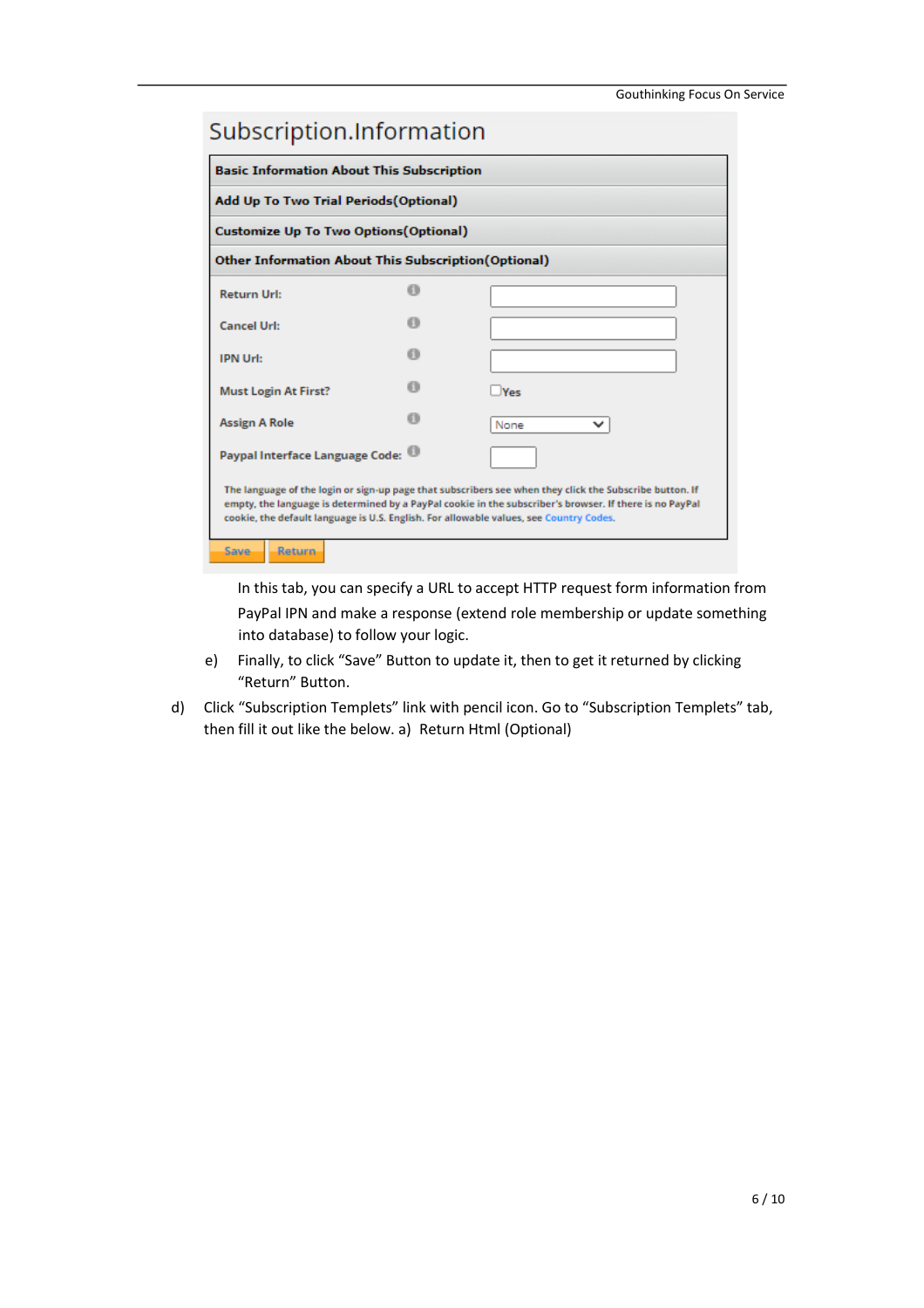Subscription.Information

**Basic Information About This Subscription**

**Add Up To Two Trial Periods(Optional)**

**Customize Up To Two Options(Optional)**

**Other Information About This Subscription(Optional)**

| | |
|---|---|
| Return Url: | |
| Cancel Url: | |
| IPN Url: | |
| Must Login At First? | ☐Yes |
| Assign A Role | None |
| Paypal Interface Language Code: | |

The language of the login or sign-up page that subscribers see when they click the Subscribe button. If empty, the language is determined by a PayPal cookie in the subscriber's browser. If there is no PayPal cookie, the default language is U.S. English. For allowable values, see Country Codes.

Save Return

In this tab, you can specify a URL to accept HTTP request form information from PayPal IPN and make a response (extend role membership or update something into database) to follow your logic.

e) Finally, to click "Save" Button to update it, then to get it returned by clicking "Return" Button.

d) Click "Subscription Templets" link with pencil icon. Go to "Subscription Templets" tab, then fill it out like the below. a) Return Html (Optional)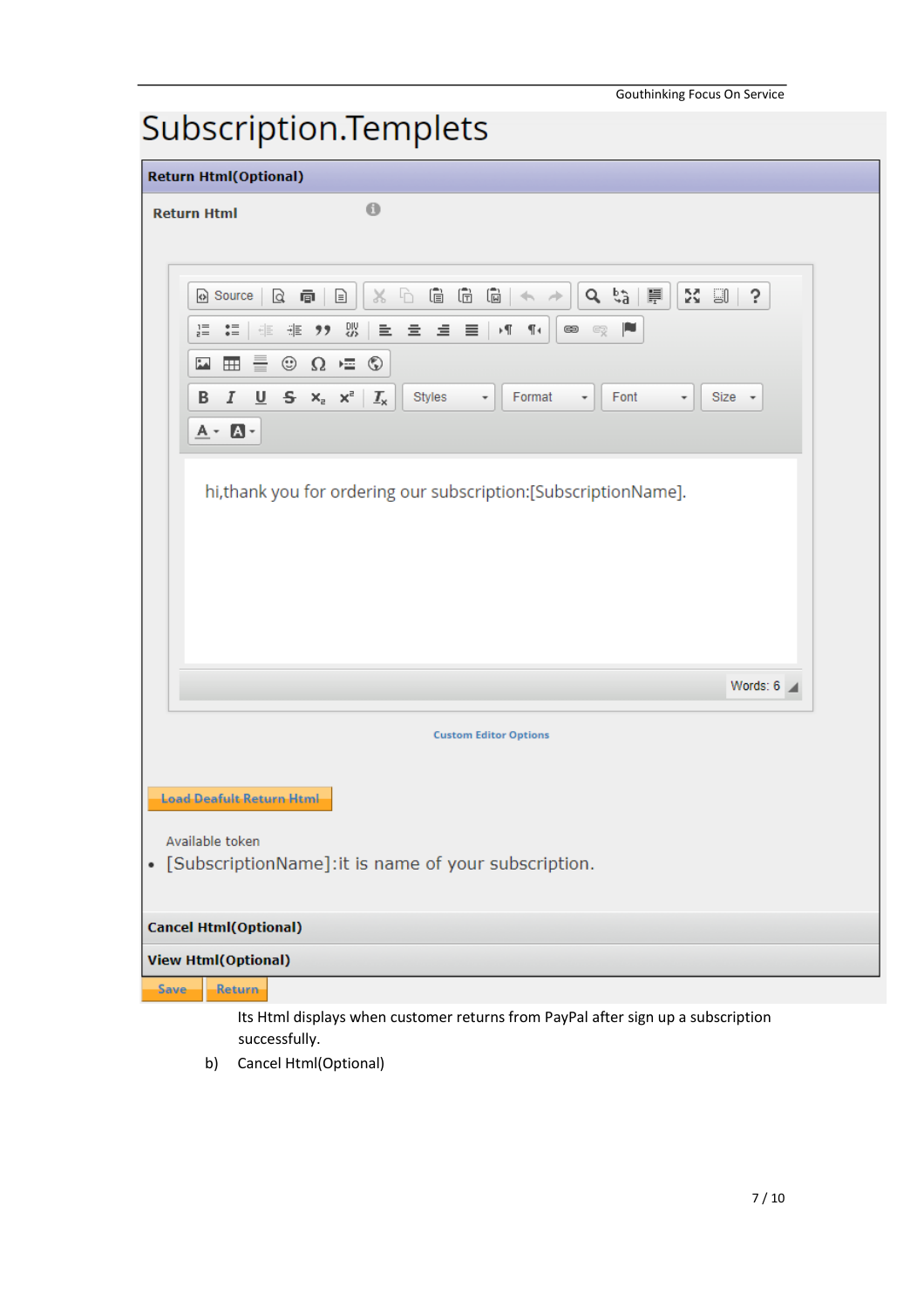# Subscription.Templets

**Return Html(Optional)**

**Return Html**

Source | Styles | Format | Font | Size

hi,thank you for ordering our subscription:[SubscriptionName].

Words: 6

Custom Editor Options

Load Deafult Return Html

Available token

- [SubscriptionName]:it is name of your subscription.

**Cancel Html(Optional)**

**View Html(Optional)**

Save | Return

Its Html displays when customer returns from PayPal after sign up a subscription successfully.

b) Cancel Html(Optional)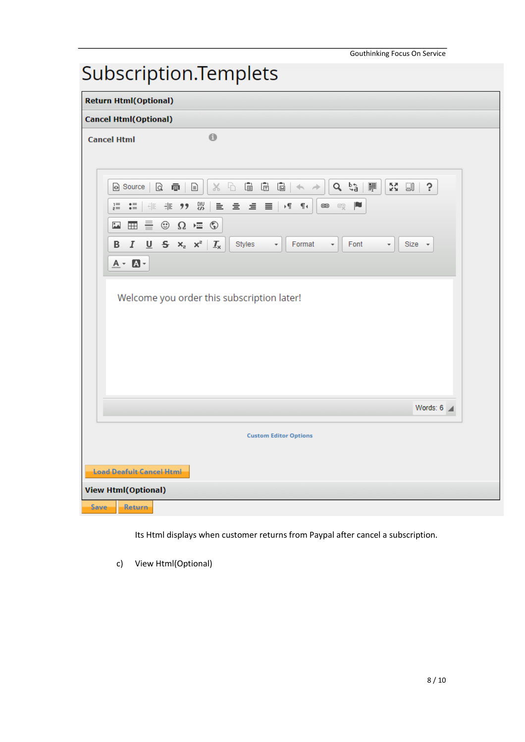# Subscription.Templets

**Return Html(Optional)**

**Cancel Html(Optional)**

**Cancel Html**

Welcome you order this subscription later!

Words: 6

Custom Editor Options

Load Deafult Cancel Html

**View Html(Optional)**

Save Return

Its Html displays when customer returns from Paypal after cancel a subscription.

c) View Html(Optional)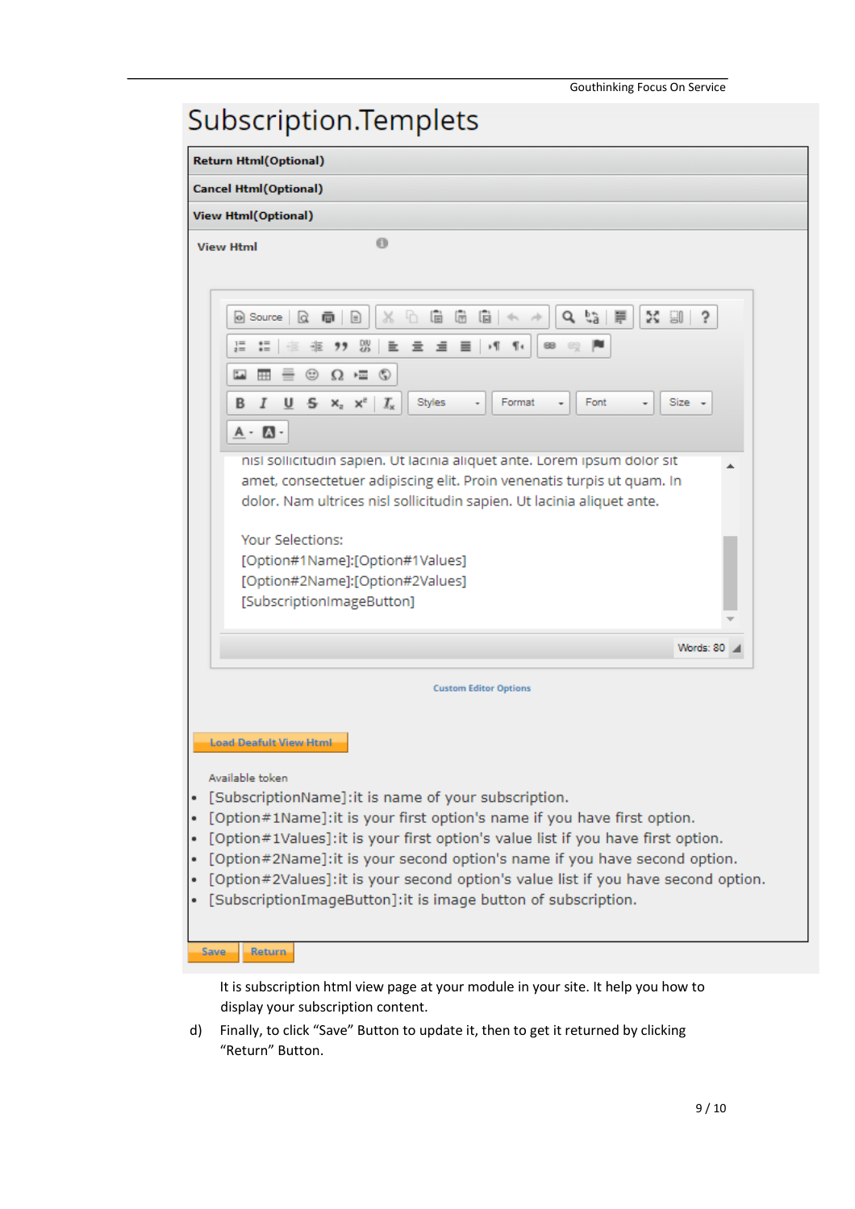# Subscription.Templets

**Return Html(Optional)**

**Cancel Html(Optional)**

**View Html(Optional)**

**View Html**

Source

Styles | Format | Font | Size

nisl sollicitudin sapien. Ut lacinia aliquet ante. Lorem ipsum dolor sit amet, consectetuer adipiscing elit. Proin venenatis turpis ut quam. In dolor. Nam ultrices nisl sollicitudin sapien. Ut lacinia aliquet ante.

Your Selections:
[Option#1Name]:[Option#1Values]
[Option#2Name]:[Option#2Values]
[SubscriptionImageButton]

Words: 80

Custom Editor Options

Load Deafult View Html

Available token

- [SubscriptionName]:it is name of your subscription.
- [Option#1Name]:it is your first option's name if you have first option.
- [Option#1Values]:it is your first option's value list if you have first option.
- [Option#2Name]:it is your second option's name if you have second option.
- [Option#2Values]:it is your second option's value list if you have second option.
- [SubscriptionImageButton]:it is image button of subscription.

Save | Return

It is subscription html view page at your module in your site. It help you how to display your subscription content.

d) Finally, to click "Save" Button to update it, then to get it returned by clicking "Return" Button.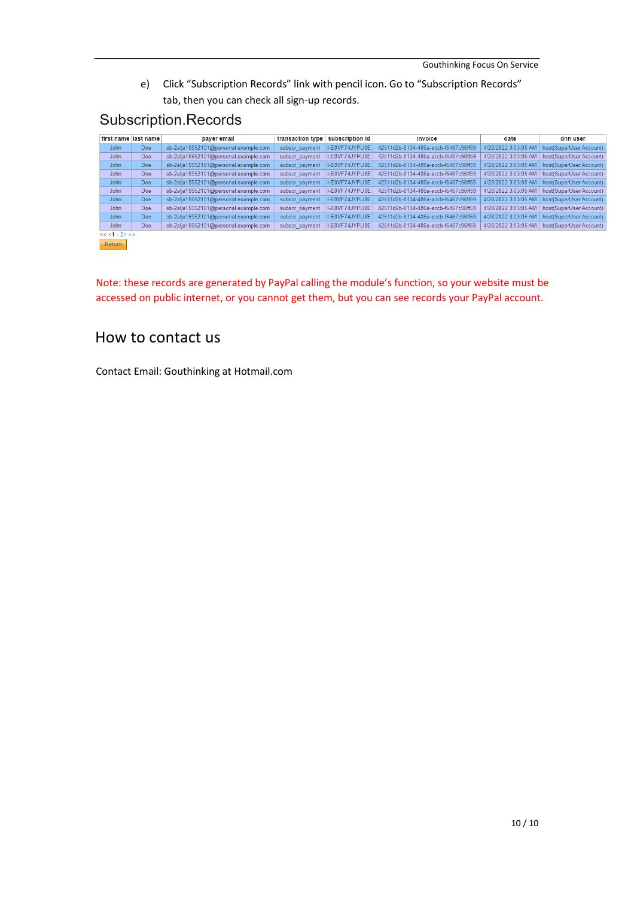e) Click "Subscription Records" link with pencil icon. Go to "Subscription Records" tab, then you can check all sign-up records.

## Subscription.Records

| first name | last name | payer email | transaction type | subscription id | invoice | date | dnn user |
|---|---|---|---|---|---|---|---|
| John | Doe | sb-2alja15952101@personal.example.com | subscr_payment | I-E0VF74JYPU8E | 42511d2b-8134-486a-accb-f6467c96ff59 | 4/28/2022 3:03:05 AM | host(SuperUser Account) |
| John | Doe | sb-2alja15952101@personal.example.com | subscr_payment | I-E0VF74JYPU8E | 42511d2b-8134-486a-accb-f6467c96ff59 | 4/28/2022 3:03:05 AM | host(SuperUser Account) |
| John | Doe | sb-2alja15952101@personal.example.com | subscr_payment | I-E0VF74JYPU8E | 42511d2b-8134-486a-accb-f6467c96ff59 | 4/28/2022 3:03:05 AM | host(SuperUser Account) |
| John | Doe | sb-2alja15952101@personal.example.com | subscr_payment | I-E0VF74JYPU8E | 42511d2b-8134-486a-accb-f6467c96ff59 | 4/28/2022 3:03:05 AM | host(SuperUser Account) |
| John | Doe | sb-2alja15952101@personal.example.com | subscr_payment | I-E0VF74JYPU8E | 42511d2b-8134-486a-accb-f6467c96ff59 | 4/28/2022 3:03:05 AM | host(SuperUser Account) |
| John | Doe | sb-2alja15952101@personal.example.com | subscr_payment | I-E0VF74JYPU8E | 42511d2b-8134-486a-accb-f6467c96ff59 | 4/28/2022 3:03:05 AM | host(SuperUser Account) |
| John | Doe | sb-2alja15952101@personal.example.com | subscr_payment | I-E0VF74JYPU8E | 42511d2b-8134-486a-accb-f6467c96ff59 | 4/28/2022 3:03:05 AM | host(SuperUser Account) |
| John | Doe | sb-2alja15952101@personal.example.com | subscr_payment | I-E0VF74JYPU8E | 42511d2b-8134-486a-accb-f6467c96ff59 | 4/28/2022 3:03:05 AM | host(SuperUser Account) |
| John | Doe | sb-2alja15952101@personal.example.com | subscr_payment | I-E0VF74JYPU8E | 42511d2b-8134-486a-accb-f6467c96ff59 | 4/28/2022 3:03:05 AM | host(SuperUser Account) |
| John | Doe | sb-2alja15952101@personal.example.com | subscr_payment | I-E0VF74JYPU8E | 42511d2b-8134-486a-accb-f6467c96ff59 | 4/28/2022 3:03:05 AM | host(SuperUser Account) |

<< <1 - 2> >>

Return

Note: these records are generated by PayPal calling the module's function, so your website must be accessed on public internet, or you cannot get them, but you can see records your PayPal account.

## How to contact us

Contact Email: Gouthinking at Hotmail.com